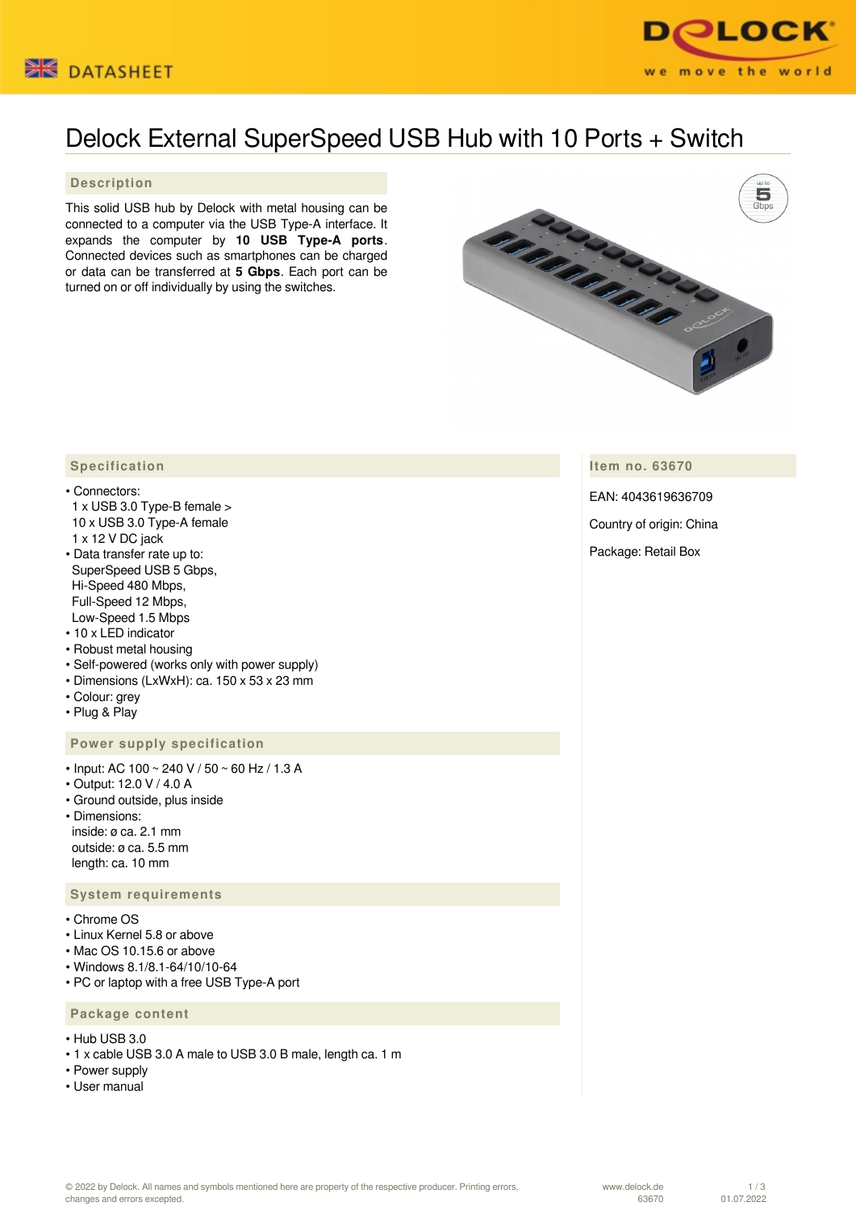DATASHEET

# Delock External SuperSpeed USB Hub with 10 Ports + Switch

## Description

This solid USB hub by Delock with metal housing can be connected to a computer via the USB Type-A interface. It expands the computer by **10 USB Type-A ports**. Connected devices such as smartphones can be charged or data can be transferred at **5 Gbps**. Each port can be turned on or off individually by using the switches.

## Specification

- Connectors:
  1 x USB 3.0 Type-B female >
  10 x USB 3.0 Type-A female
  1 x 12 V DC jack
- Data transfer rate up to:
  SuperSpeed USB 5 Gbps,
  Hi-Speed 480 Mbps,
  Full-Speed 12 Mbps,
  Low-Speed 1.5 Mbps
- 10 x LED indicator
- Robust metal housing
- Self-powered (works only with power supply)
- Dimensions (LxWxH): ca. 150 x 53 x 23 mm
- Colour: grey
- Plug & Play

## Power supply specification

- Input: AC 100 ~ 240 V / 50 ~ 60 Hz / 1.3 A
- Output: 12.0 V / 4.0 A
- Ground outside, plus inside
- Dimensions:
  inside: ø ca. 2.1 mm
  outside: ø ca. 5.5 mm
  length: ca. 10 mm

## System requirements

- Chrome OS
- Linux Kernel 5.8 or above
- Mac OS 10.15.6 or above
- Windows 8.1/8.1-64/10/10-64
- PC or laptop with a free USB Type-A port

## Package content

- Hub USB 3.0
- 1 x cable USB 3.0 A male to USB 3.0 B male, length ca. 1 m
- Power supply
- User manual

## Item no. 63670

EAN: 4043619636709

Country of origin: China

Package: Retail Box

© 2022 by Delock. All names and symbols mentioned here are property of the respective producer. Printing errors, changes and errors excepted.

www.delock.de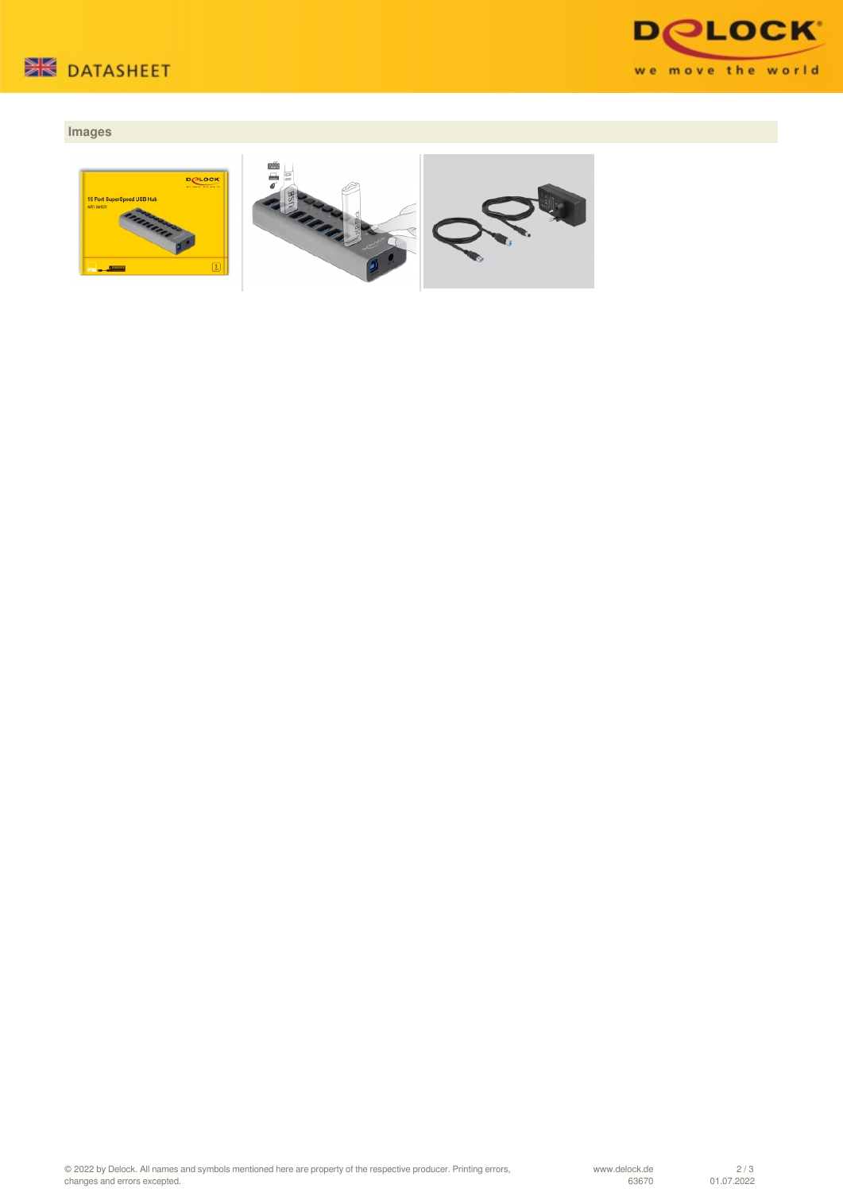## Images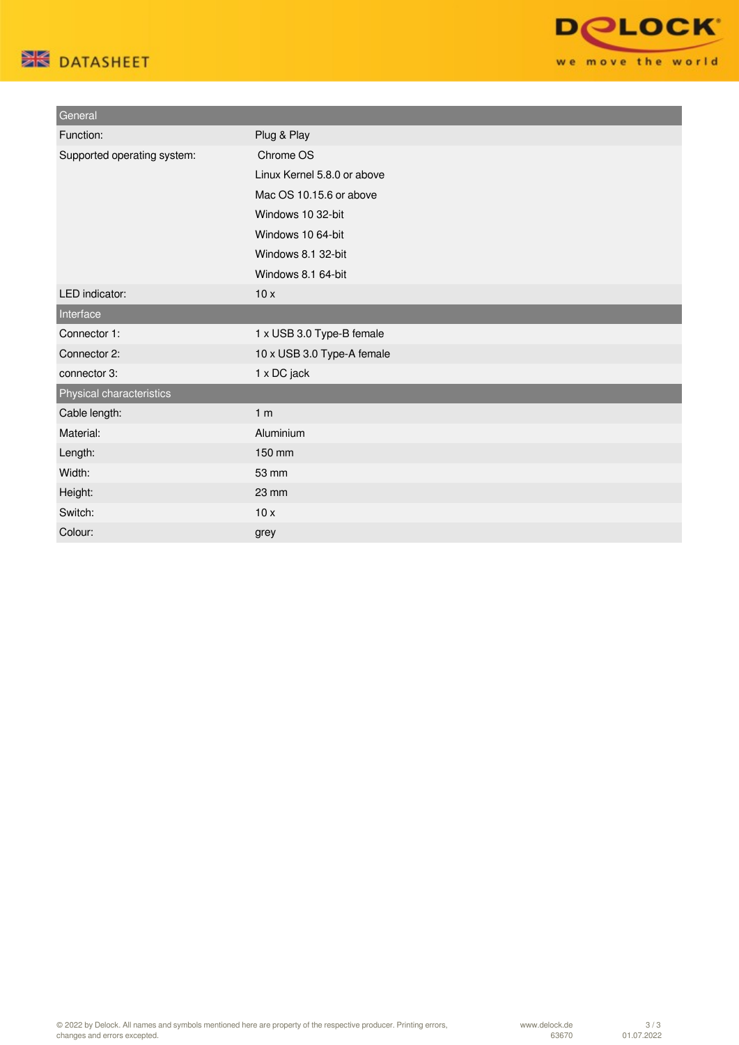| | |
|---|---|
| **General** | |
| Function: | Plug & Play |
| Supported operating system: | Chrome OS |
| | Linux Kernel 5.8.0 or above |
| | Mac OS 10.15.6 or above |
| | Windows 10 32-bit |
| | Windows 10 64-bit |
| | Windows 8.1 32-bit |
| | Windows 8.1 64-bit |
| LED indicator: | 10 x |
| **Interface** | |
| Connector 1: | 1 x USB 3.0 Type-B female |
| Connector 2: | 10 x USB 3.0 Type-A female |
| connector 3: | 1 x DC jack |
| **Physical characteristics** | |
| Cable length: | 1 m |
| Material: | Aluminium |
| Length: | 150 mm |
| Width: | 53 mm |
| Height: | 23 mm |
| Switch: | 10 x |
| Colour: | grey |

© 2022 by Delock. All names and symbols mentioned here are property of the respective producer. Printing errors, changes and errors excepted.

www.delock.de
63670
01.07.2022